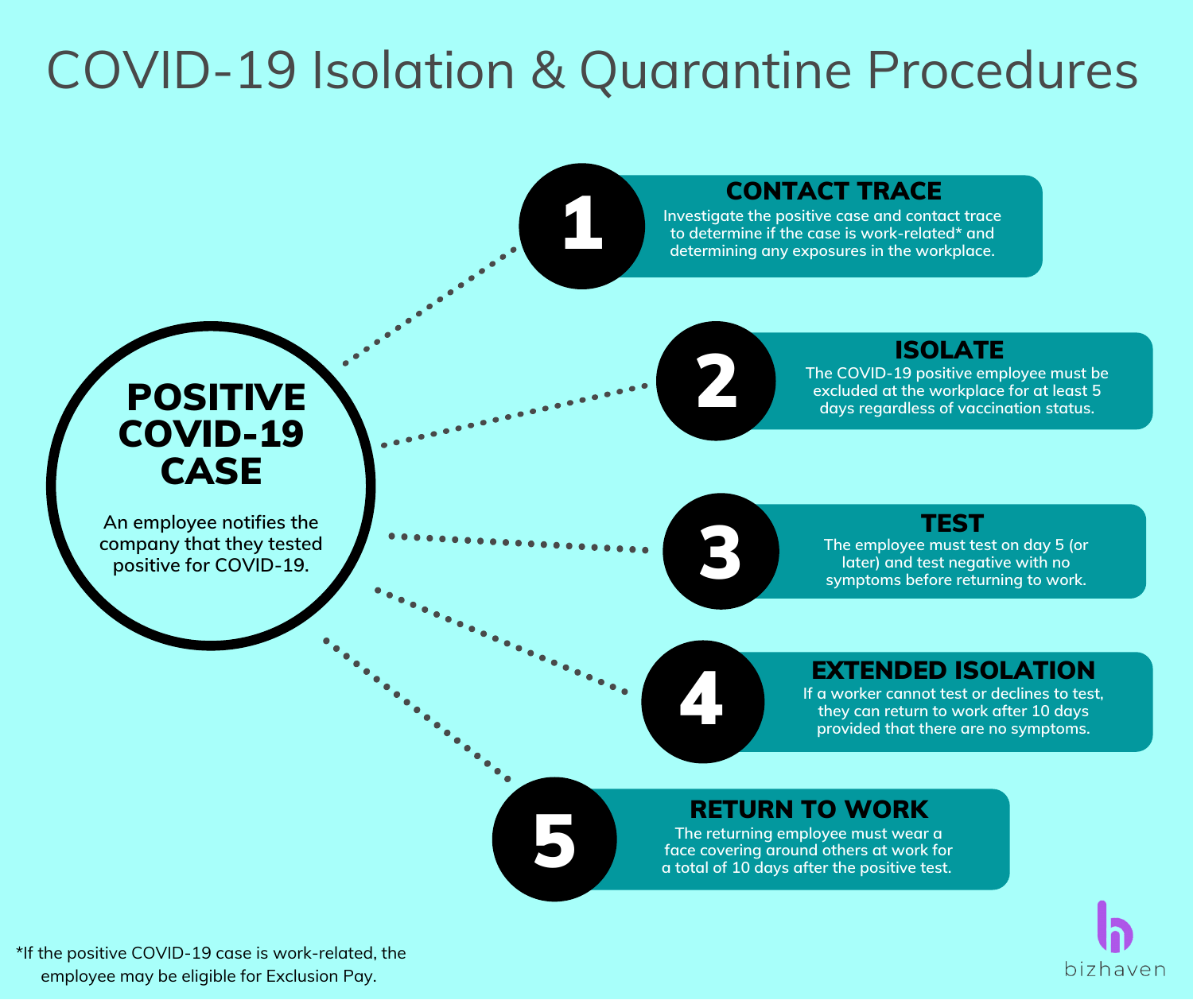# COVID-19 Isolation & Quarantine Procedures

## POSITIVE COVID-19 CASE

An employee notifies the company that they tested positive for COVID-19.

### 1 CONTACT TRACE

Investigate the positive case and contact trace to determine if the case is work-related* and determining any exposures in the workplace.

### 2 ISOLATE

The COVID-19 positive employee must be excluded at the workplace for at least 5 days regardless of vaccination status.

### 3 TEST

The employee must test on day 5 (or later) and test negative with no symptoms before returning to work.

### 4 EXTENDED ISOLATION

If a worker cannot test or declines to test, they can return to work after 10 days provided that there are no symptoms.

### 5 RETURN TO WORK

The returning employee must wear a face covering around others at work for a total of 10 days after the positive test.

*If the positive COVID-19 case is work-related, the employee may be eligible for Exclusion Pay.

bizhaven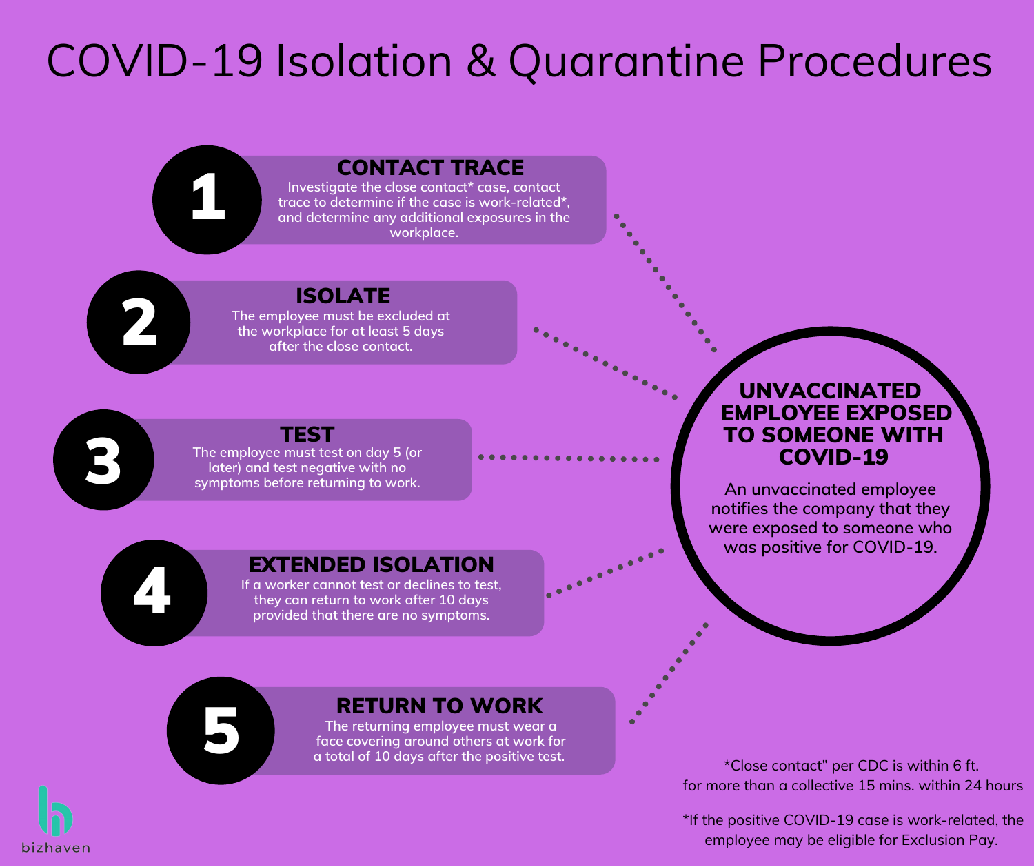# COVID-19 Isolation & Quarantine Procedures

## UNVACCINATED EMPLOYEE EXPOSED TO SOMEONE WITH COVID-19

An unvaccinated employee notifies the company that they were exposed to someone who was positive for COVID-19.

### 1 CONTACT TRACE

Investigate the close contact* case, contact trace to determine if the case is work-related*, and determine any additional exposures in the workplace.

### 2 ISOLATE

The employee must be excluded at the workplace for at least 5 days after the close contact.

### 3 TEST

The employee must test on day 5 (or later) and test negative with no symptoms before returning to work.

### 4 EXTENDED ISOLATION

If a worker cannot test or declines to test, they can return to work after 10 days provided that there are no symptoms.

### 5 RETURN TO WORK

The returning employee must wear a face covering around others at work for a total of 10 days after the positive test.

*Close contact" per CDC is within 6 ft. for more than a collective 15 mins. within 24 hours

*If the positive COVID-19 case is work-related, the employee may be eligible for Exclusion Pay.

bizhaven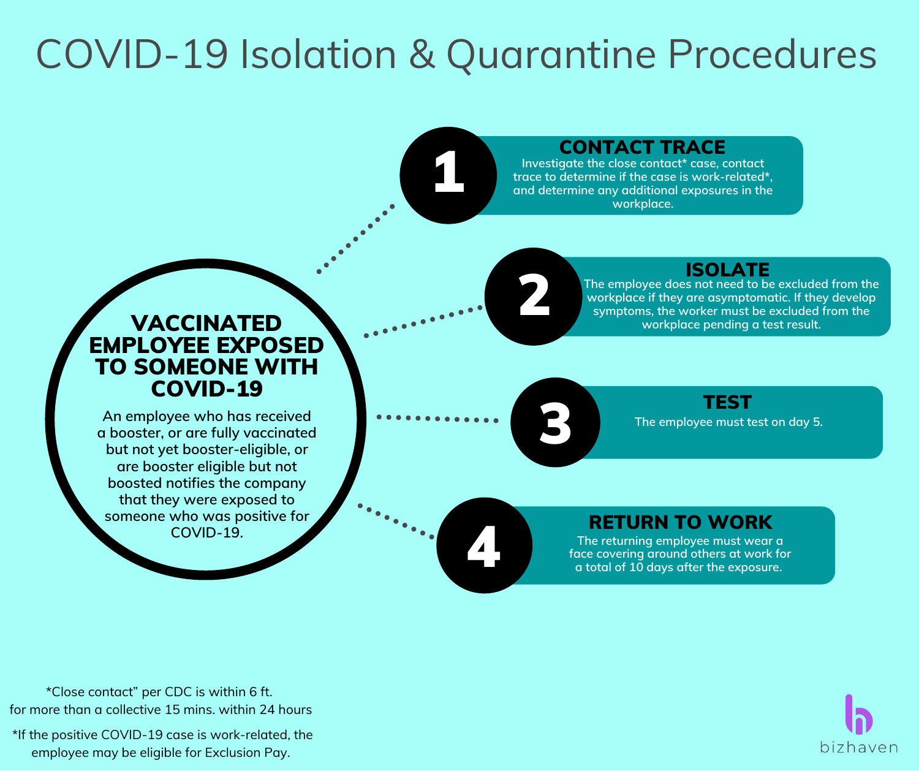# COVID-19 Isolation & Quarantine Procedures

## VACCINATED EMPLOYEE EXPOSED TO SOMEONE WITH COVID-19

An employee who has received a booster, or are fully vaccinated but not yet booster-eligible, or are booster eligible but not boosted notifies the company that they were exposed to someone who was positive for COVID-19.

### 1 CONTACT TRACE

Investigate the close contact* case, contact trace to determine if the case is work-related*, and determine any additional exposures in the workplace.

### 2 ISOLATE

The employee does not need to be excluded from the workplace if they are asymptomatic. If they develop symptoms, the worker must be excluded from the workplace pending a test result.

### 3 TEST

The employee must test on day 5.

### 4 RETURN TO WORK

The returning employee must wear a face covering around others at work for a total of 10 days after the exposure.

*Close contact" per CDC is within 6 ft. for more than a collective 15 mins. within 24 hours

*If the positive COVID-19 case is work-related, the employee may be eligible for Exclusion Pay.

bizhaven